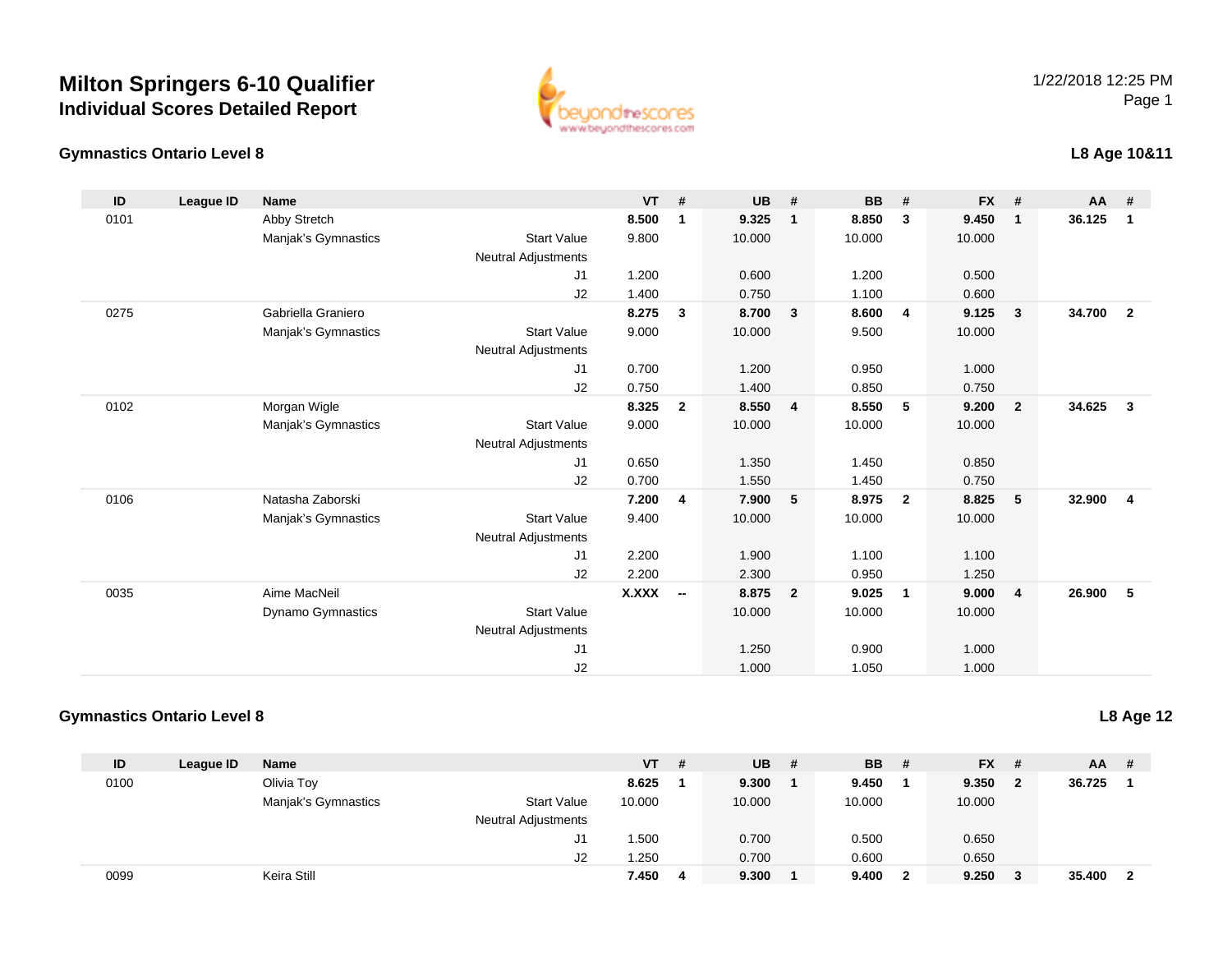# Milton Springers 6-10 Qualifier
## Individual Scores Detailed Report

1/22/2018 12:25 PM

### Gymnastics Ontario Level 8

**L8 Age 10&11**

| ID | League ID | Name | | VT | # | UB | # | BB | # | FX | # | AA | # |
|---|---|---|---|---|---|---|---|---|---|---|---|---|---|
| 0101 | | Abby Stretch | | **8.500** | **1** | **9.325** | **1** | **8.850** | **3** | **9.450** | **1** | **36.125** | **1** |
| | | Manjak's Gymnastics | Start Value | 9.800 | | 10.000 | | 10.000 | | 10.000 | | | |
| | | | Neutral Adjustments | | | | | | | | | | |
| | | | J1 | 1.200 | | 0.600 | | 1.200 | | 0.500 | | | |
| | | | J2 | 1.400 | | 0.750 | | 1.100 | | 0.600 | | | |
| 0275 | | Gabriella Graniero | | **8.275** | **3** | **8.700** | **3** | **8.600** | **4** | **9.125** | **3** | **34.700** | **2** |
| | | Manjak's Gymnastics | Start Value | 9.000 | | 10.000 | | 9.500 | | 10.000 | | | |
| | | | Neutral Adjustments | | | | | | | | | | |
| | | | J1 | 0.700 | | 1.200 | | 0.950 | | 1.000 | | | |
| | | | J2 | 0.750 | | 1.400 | | 0.850 | | 0.750 | | | |
| 0102 | | Morgan Wigle | | **8.325** | **2** | **8.550** | **4** | **8.550** | **5** | **9.200** | **2** | **34.625** | **3** |
| | | Manjak's Gymnastics | Start Value | 9.000 | | 10.000 | | 10.000 | | 10.000 | | | |
| | | | Neutral Adjustments | | | | | | | | | | |
| | | | J1 | 0.650 | | 1.350 | | 1.450 | | 0.850 | | | |
| | | | J2 | 0.700 | | 1.550 | | 1.450 | | 0.750 | | | |
| 0106 | | Natasha Zaborski | | **7.200** | **4** | **7.900** | **5** | **8.975** | **2** | **8.825** | **5** | **32.900** | **4** |
| | | Manjak's Gymnastics | Start Value | 9.400 | | 10.000 | | 10.000 | | 10.000 | | | |
| | | | Neutral Adjustments | | | | | | | | | | |
| | | | J1 | 2.200 | | 1.900 | | 1.100 | | 1.100 | | | |
| | | | J2 | 2.200 | | 2.300 | | 0.950 | | 1.250 | | | |
| 0035 | | Aime MacNeil | | **X.XXX** | **--** | **8.875** | **2** | **9.025** | **1** | **9.000** | **4** | **26.900** | **5** |
| | | Dynamo Gymnastics | Start Value | | | 10.000 | | 10.000 | | 10.000 | | | |
| | | | Neutral Adjustments | | | | | | | | | | |
| | | | J1 | | | 1.250 | | 0.900 | | 1.000 | | | |
| | | | J2 | | | 1.000 | | 1.050 | | 1.000 | | | |

### Gymnastics Ontario Level 8

**L8 Age 12**

| ID | League ID | Name | | VT | # | UB | # | BB | # | FX | # | AA | # |
|---|---|---|---|---|---|---|---|---|---|---|---|---|---|
| 0100 | | Olivia Toy | | **8.625** | **1** | **9.300** | **1** | **9.450** | **1** | **9.350** | **2** | **36.725** | **1** |
| | | Manjak's Gymnastics | Start Value | 10.000 | | 10.000 | | 10.000 | | 10.000 | | | |
| | | | Neutral Adjustments | | | | | | | | | | |
| | | | J1 | 1.500 | | 0.700 | | 0.500 | | 0.650 | | | |
| | | | J2 | 1.250 | | 0.700 | | 0.600 | | 0.650 | | | |
| 0099 | | Keira Still | | **7.450** | **4** | **9.300** | **1** | **9.400** | **2** | **9.250** | **3** | **35.400** | **2** |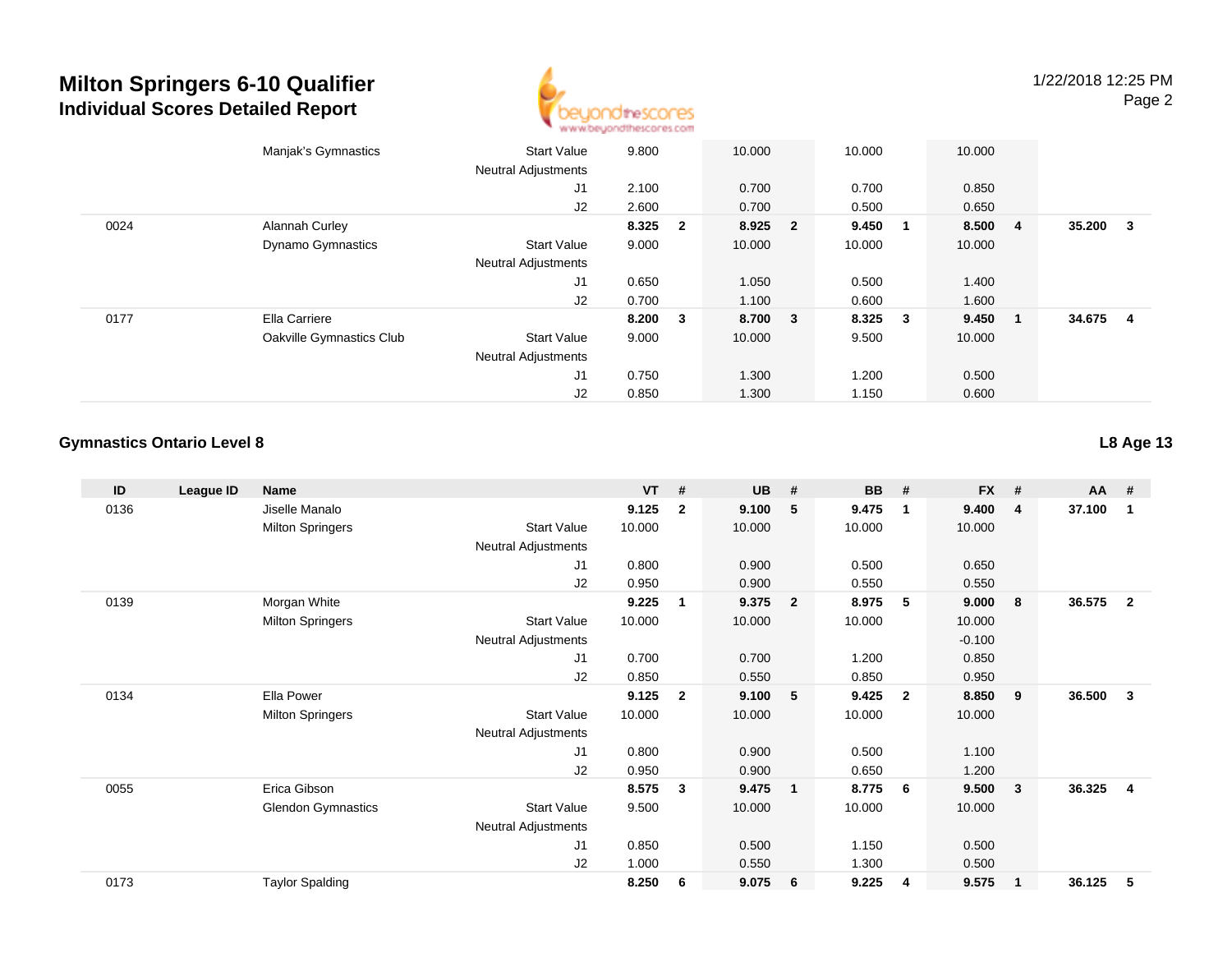# Milton Springers 6-10 Qualifier
## Individual Scores Detailed Report

| ID | League ID | Name | | VT | # | UB | # | BB | # | FX | # | AA | # |
|---|---|---|---|---|---|---|---|---|---|---|---|---|---|
| | | Manjak's Gymnastics | Start Value | 9.800 | | 10.000 | | 10.000 | | 10.000 | | | |
| | | | Neutral Adjustments | | | | | | | | | | |
| | | | J1 | 2.100 | | 0.700 | | 0.700 | | 0.850 | | | |
| | | | J2 | 2.600 | | 0.700 | | 0.500 | | 0.650 | | | |
| 0024 | | Alannah Curley | | **8.325** | **2** | **8.925** | **2** | **9.450** | **1** | **8.500** | **4** | **35.200** | **3** |
| | | Dynamo Gymnastics | Start Value | 9.000 | | 10.000 | | 10.000 | | 10.000 | | | |
| | | | Neutral Adjustments | | | | | | | | | | |
| | | | J1 | 0.650 | | 1.050 | | 0.500 | | 1.400 | | | |
| | | | J2 | 0.700 | | 1.100 | | 0.600 | | 1.600 | | | |
| 0177 | | Ella Carriere | | **8.200** | **3** | **8.700** | **3** | **8.325** | **3** | **9.450** | **1** | **34.675** | **4** |
| | | Oakville Gymnastics Club | Start Value | 9.000 | | 10.000 | | 9.500 | | 10.000 | | | |
| | | | Neutral Adjustments | | | | | | | | | | |
| | | | J1 | 0.750 | | 1.300 | | 1.200 | | 0.500 | | | |
| | | | J2 | 0.850 | | 1.300 | | 1.150 | | 0.600 | | | |

### Gymnastics Ontario Level 8

**L8 Age 13**

| ID | League ID | Name | | VT | # | UB | # | BB | # | FX | # | AA | # |
|---|---|---|---|---|---|---|---|---|---|---|---|---|---|
| 0136 | | Jiselle Manalo | | **9.125** | **2** | **9.100** | **5** | **9.475** | **1** | **9.400** | **4** | **37.100** | **1** |
| | | Milton Springers | Start Value | 10.000 | | 10.000 | | 10.000 | | 10.000 | | | |
| | | | Neutral Adjustments | | | | | | | | | | |
| | | | J1 | 0.800 | | 0.900 | | 0.500 | | 0.650 | | | |
| | | | J2 | 0.950 | | 0.900 | | 0.550 | | 0.550 | | | |
| 0139 | | Morgan White | | **9.225** | **1** | **9.375** | **2** | **8.975** | **5** | **9.000** | **8** | **36.575** | **2** |
| | | Milton Springers | Start Value | 10.000 | | 10.000 | | 10.000 | | 10.000 | | | |
| | | | Neutral Adjustments | | | | | | | -0.100 | | | |
| | | | J1 | 0.700 | | 0.700 | | 1.200 | | 0.850 | | | |
| | | | J2 | 0.850 | | 0.550 | | 0.850 | | 0.950 | | | |
| 0134 | | Ella Power | | **9.125** | **2** | **9.100** | **5** | **9.425** | **2** | **8.850** | **9** | **36.500** | **3** |
| | | Milton Springers | Start Value | 10.000 | | 10.000 | | 10.000 | | 10.000 | | | |
| | | | Neutral Adjustments | | | | | | | | | | |
| | | | J1 | 0.800 | | 0.900 | | 0.500 | | 1.100 | | | |
| | | | J2 | 0.950 | | 0.900 | | 0.650 | | 1.200 | | | |
| 0055 | | Erica Gibson | | **8.575** | **3** | **9.475** | **1** | **8.775** | **6** | **9.500** | **3** | **36.325** | **4** |
| | | Glendon Gymnastics | Start Value | 9.500 | | 10.000 | | 10.000 | | 10.000 | | | |
| | | | Neutral Adjustments | | | | | | | | | | |
| | | | J1 | 0.850 | | 0.500 | | 1.150 | | 0.500 | | | |
| | | | J2 | 1.000 | | 0.550 | | 1.300 | | 0.500 | | | |
| 0173 | | Taylor Spalding | | **8.250** | **6** | **9.075** | **6** | **9.225** | **4** | **9.575** | **1** | **36.125** | **5** |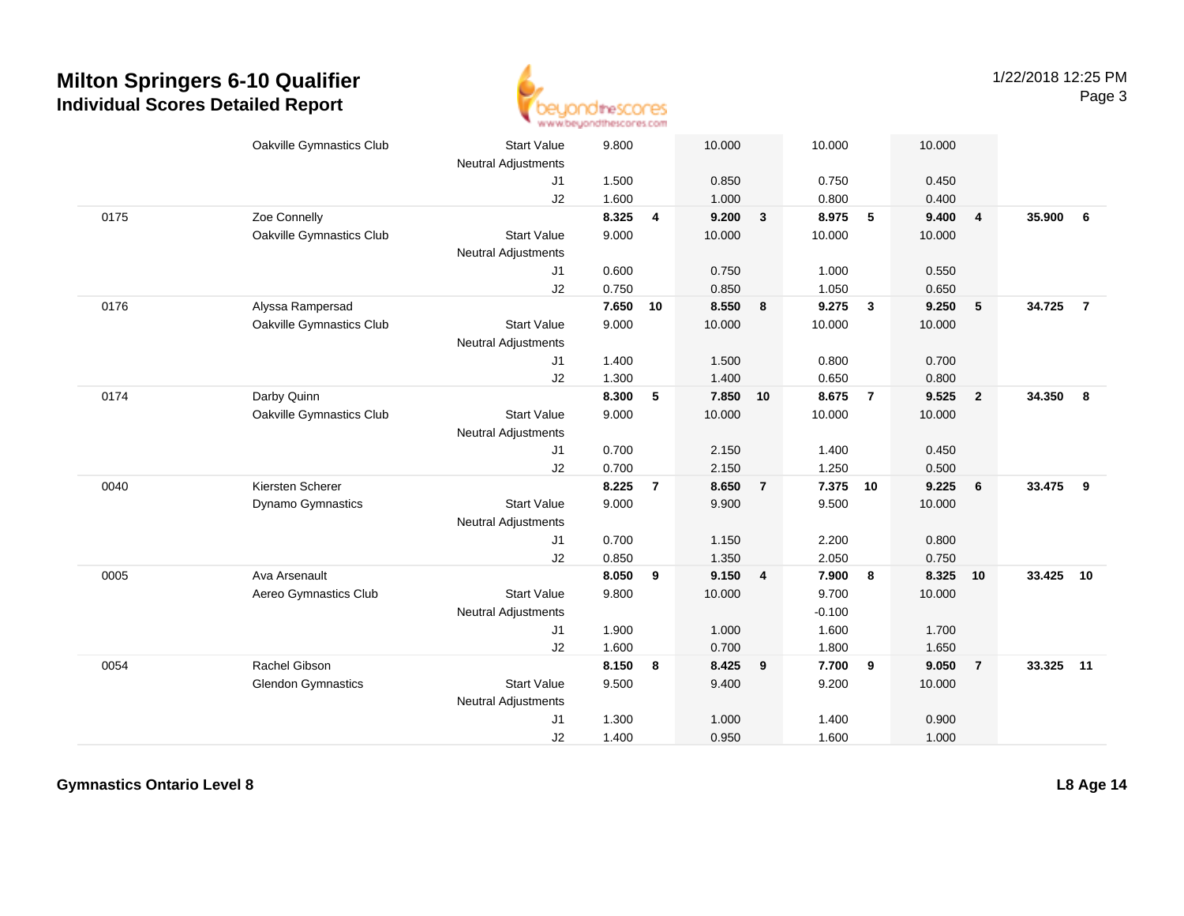# Milton Springers 6-10 Qualifier
## Individual Scores Detailed Report

1/22/2018 12:25 PM

| | | | | | | | | | | | | |
|---|---|---|---|---|---|---|---|---|---|---|---|---|
| | Oakville Gymnastics Club | Start Value | 9.800 | | 10.000 | | 10.000 | | 10.000 | | | |
| | | Neutral Adjustments | | | | | | | | | | |
| | | J1 | 1.500 | | 0.850 | | 0.750 | | 0.450 | | | |
| | | J2 | 1.600 | | 1.000 | | 0.800 | | 0.400 | | | |
| 0175 | Zoe Connelly | | **8.325** | **4** | **9.200** | **3** | **8.975** | **5** | **9.400** | **4** | **35.900** | **6** |
| | Oakville Gymnastics Club | Start Value | 9.000 | | 10.000 | | 10.000 | | 10.000 | | | |
| | | Neutral Adjustments | | | | | | | | | | |
| | | J1 | 0.600 | | 0.750 | | 1.000 | | 0.550 | | | |
| | | J2 | 0.750 | | 0.850 | | 1.050 | | 0.650 | | | |
| 0176 | Alyssa Rampersad | | **7.650** | **10** | **8.550** | **8** | **9.275** | **3** | **9.250** | **5** | **34.725** | **7** |
| | Oakville Gymnastics Club | Start Value | 9.000 | | 10.000 | | 10.000 | | 10.000 | | | |
| | | Neutral Adjustments | | | | | | | | | | |
| | | J1 | 1.400 | | 1.500 | | 0.800 | | 0.700 | | | |
| | | J2 | 1.300 | | 1.400 | | 0.650 | | 0.800 | | | |
| 0174 | Darby Quinn | | **8.300** | **5** | **7.850** | **10** | **8.675** | **7** | **9.525** | **2** | **34.350** | **8** |
| | Oakville Gymnastics Club | Start Value | 9.000 | | 10.000 | | 10.000 | | 10.000 | | | |
| | | Neutral Adjustments | | | | | | | | | | |
| | | J1 | 0.700 | | 2.150 | | 1.400 | | 0.450 | | | |
| | | J2 | 0.700 | | 2.150 | | 1.250 | | 0.500 | | | |
| 0040 | Kiersten Scherer | | **8.225** | **7** | **8.650** | **7** | **7.375** | **10** | **9.225** | **6** | **33.475** | **9** |
| | Dynamo Gymnastics | Start Value | 9.000 | | 9.900 | | 9.500 | | 10.000 | | | |
| | | Neutral Adjustments | | | | | | | | | | |
| | | J1 | 0.700 | | 1.150 | | 2.200 | | 0.800 | | | |
| | | J2 | 0.850 | | 1.350 | | 2.050 | | 0.750 | | | |
| 0005 | Ava Arsenault | | **8.050** | **9** | **9.150** | **4** | **7.900** | **8** | **8.325** | **10** | **33.425** | **10** |
| | Aereo Gymnastics Club | Start Value | 9.800 | | 10.000 | | 9.700 | | 10.000 | | | |
| | | Neutral Adjustments | | | | | -0.100 | | | | | |
| | | J1 | 1.900 | | 1.000 | | 1.600 | | 1.700 | | | |
| | | J2 | 1.600 | | 0.700 | | 1.800 | | 1.650 | | | |
| 0054 | Rachel Gibson | | **8.150** | **8** | **8.425** | **9** | **7.700** | **9** | **9.050** | **7** | **33.325** | **11** |
| | Glendon Gymnastics | Start Value | 9.500 | | 9.400 | | 9.200 | | 10.000 | | | |
| | | Neutral Adjustments | | | | | | | | | | |
| | | J1 | 1.300 | | 1.000 | | 1.400 | | 0.900 | | | |
| | | J2 | 1.400 | | 0.950 | | 1.600 | | 1.000 | | | |

**Gymnastics Ontario Level 8** **L8 Age 14**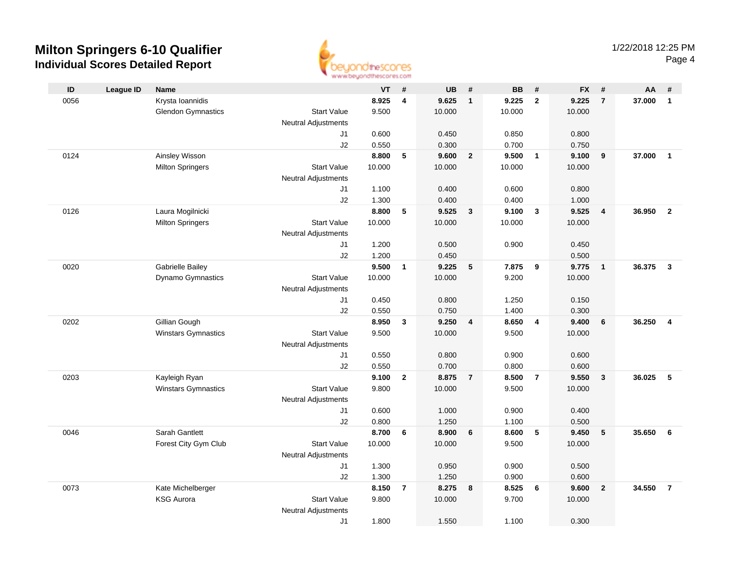# Milton Springers 6-10 Qualifier

## Individual Scores Detailed Report

1/22/2018 12:25 PM

| ID | League ID | Name | | VT | # | UB | # | BB | # | FX | # | AA | # |
|---|---|---|---|---|---|---|---|---|---|---|---|---|---|
| 0056 | | Krysta Ioannidis | | **8.925** | **4** | **9.625** | **1** | **9.225** | **2** | **9.225** | **7** | **37.000** | **1** |
| | | Glendon Gymnastics | Start Value | 9.500 | | 10.000 | | 10.000 | | 10.000 | | | |
| | | | Neutral Adjustments | | | | | | | | | | |
| | | | J1 | 0.600 | | 0.450 | | 0.850 | | 0.800 | | | |
| | | | J2 | 0.550 | | 0.300 | | 0.700 | | 0.750 | | | |
| 0124 | | Ainsley Wisson | | **8.800** | **5** | **9.600** | **2** | **9.500** | **1** | **9.100** | **9** | **37.000** | **1** |
| | | Milton Springers | Start Value | 10.000 | | 10.000 | | 10.000 | | 10.000 | | | |
| | | | Neutral Adjustments | | | | | | | | | | |
| | | | J1 | 1.100 | | 0.400 | | 0.600 | | 0.800 | | | |
| | | | J2 | 1.300 | | 0.400 | | 0.400 | | 1.000 | | | |
| 0126 | | Laura Mogilnicki | | **8.800** | **5** | **9.525** | **3** | **9.100** | **3** | **9.525** | **4** | **36.950** | **2** |
| | | Milton Springers | Start Value | 10.000 | | 10.000 | | 10.000 | | 10.000 | | | |
| | | | Neutral Adjustments | | | | | | | | | | |
| | | | J1 | 1.200 | | 0.500 | | 0.900 | | 0.450 | | | |
| | | | J2 | 1.200 | | 0.450 | | | | 0.500 | | | |
| 0020 | | Gabrielle Bailey | | **9.500** | **1** | **9.225** | **5** | **7.875** | **9** | **9.775** | **1** | **36.375** | **3** |
| | | Dynamo Gymnastics | Start Value | 10.000 | | 10.000 | | 9.200 | | 10.000 | | | |
| | | | Neutral Adjustments | | | | | | | | | | |
| | | | J1 | 0.450 | | 0.800 | | 1.250 | | 0.150 | | | |
| | | | J2 | 0.550 | | 0.750 | | 1.400 | | 0.300 | | | |
| 0202 | | Gillian Gough | | **8.950** | **3** | **9.250** | **4** | **8.650** | **4** | **9.400** | **6** | **36.250** | **4** |
| | | Winstars Gymnastics | Start Value | 9.500 | | 10.000 | | 9.500 | | 10.000 | | | |
| | | | Neutral Adjustments | | | | | | | | | | |
| | | | J1 | 0.550 | | 0.800 | | 0.900 | | 0.600 | | | |
| | | | J2 | 0.550 | | 0.700 | | 0.800 | | 0.600 | | | |
| 0203 | | Kayleigh Ryan | | **9.100** | **2** | **8.875** | **7** | **8.500** | **7** | **9.550** | **3** | **36.025** | **5** |
| | | Winstars Gymnastics | Start Value | 9.800 | | 10.000 | | 9.500 | | 10.000 | | | |
| | | | Neutral Adjustments | | | | | | | | | | |
| | | | J1 | 0.600 | | 1.000 | | 0.900 | | 0.400 | | | |
| | | | J2 | 0.800 | | 1.250 | | 1.100 | | 0.500 | | | |
| 0046 | | Sarah Gantlett | | **8.700** | **6** | **8.900** | **6** | **8.600** | **5** | **9.450** | **5** | **35.650** | **6** |
| | | Forest City Gym Club | Start Value | 10.000 | | 10.000 | | 9.500 | | 10.000 | | | |
| | | | Neutral Adjustments | | | | | | | | | | |
| | | | J1 | 1.300 | | 0.950 | | 0.900 | | 0.500 | | | |
| | | | J2 | 1.300 | | 1.250 | | 0.900 | | 0.600 | | | |
| 0073 | | Kate Michelberger | | **8.150** | **7** | **8.275** | **8** | **8.525** | **6** | **9.600** | **2** | **34.550** | **7** |
| | | KSG Aurora | Start Value | 9.800 | | 10.000 | | 9.700 | | 10.000 | | | |
| | | | Neutral Adjustments | | | | | | | | | | |
| | | | J1 | 1.800 | | 1.550 | | 1.100 | | 0.300 | | | |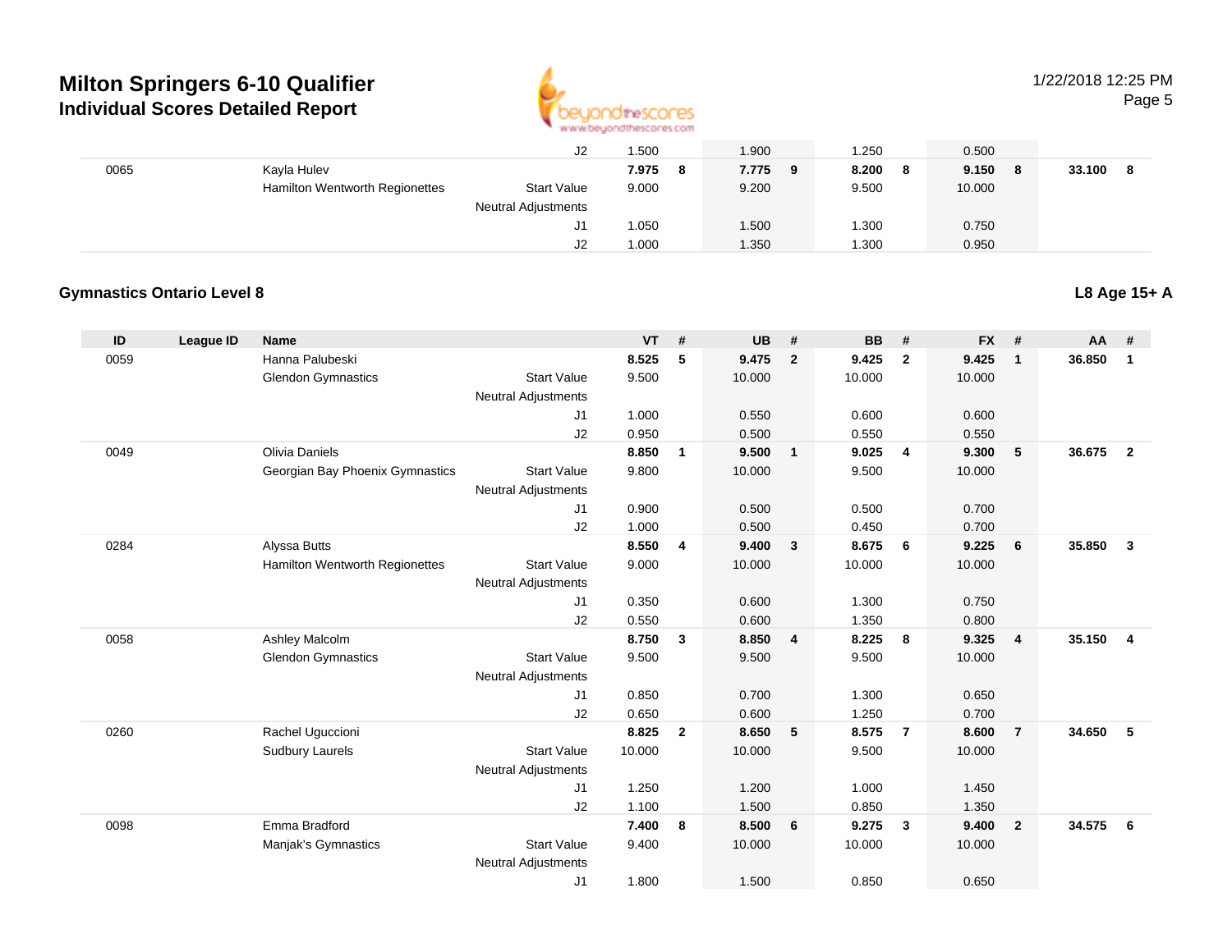| ID | League ID | Name | | VT | # | UB | # | BB | # | FX | # | AA | # |
|---|---|---|---|---|---|---|---|---|---|---|---|---|---|
| | | | J2 | 1.500 | | 1.900 | | 1.250 | | 0.500 | | | |
| 0065 | | Kayla Hulev | | **7.975** | **8** | **7.775** | **9** | **8.200** | **8** | **9.150** | **8** | **33.100** | **8** |
| | | Hamilton Wentworth Regionettes | Start Value | 9.000 | | 9.200 | | 9.500 | | 10.000 | | | |
| | | | Neutral Adjustments | | | | | | | | | | |
| | | | J1 | 1.050 | | 1.500 | | 1.300 | | 0.750 | | | |
| | | | J2 | 1.000 | | 1.350 | | 1.300 | | 0.950 | | | |

## Gymnastics Ontario Level 8

**L8 Age 15+ A**

| ID | League ID | Name | | VT | # | UB | # | BB | # | FX | # | AA | # |
|---|---|---|---|---|---|---|---|---|---|---|---|---|---|
| 0059 | | Hanna Palubeski | | **8.525** | **5** | **9.475** | **2** | **9.425** | **2** | **9.425** | **1** | **36.850** | **1** |
| | | Glendon Gymnastics | Start Value | 9.500 | | 10.000 | | 10.000 | | 10.000 | | | |
| | | | Neutral Adjustments | | | | | | | | | | |
| | | | J1 | 1.000 | | 0.550 | | 0.600 | | 0.600 | | | |
| | | | J2 | 0.950 | | 0.500 | | 0.550 | | 0.550 | | | |
| 0049 | | Olivia Daniels | | **8.850** | **1** | **9.500** | **1** | **9.025** | **4** | **9.300** | **5** | **36.675** | **2** |
| | | Georgian Bay Phoenix Gymnastics | Start Value | 9.800 | | 10.000 | | 9.500 | | 10.000 | | | |
| | | | Neutral Adjustments | | | | | | | | | | |
| | | | J1 | 0.900 | | 0.500 | | 0.500 | | 0.700 | | | |
| | | | J2 | 1.000 | | 0.500 | | 0.450 | | 0.700 | | | |
| 0284 | | Alyssa Butts | | **8.550** | **4** | **9.400** | **3** | **8.675** | **6** | **9.225** | **6** | **35.850** | **3** |
| | | Hamilton Wentworth Regionettes | Start Value | 9.000 | | 10.000 | | 10.000 | | 10.000 | | | |
| | | | Neutral Adjustments | | | | | | | | | | |
| | | | J1 | 0.350 | | 0.600 | | 1.300 | | 0.750 | | | |
| | | | J2 | 0.550 | | 0.600 | | 1.350 | | 0.800 | | | |
| 0058 | | Ashley Malcolm | | **8.750** | **3** | **8.850** | **4** | **8.225** | **8** | **9.325** | **4** | **35.150** | **4** |
| | | Glendon Gymnastics | Start Value | 9.500 | | 9.500 | | 9.500 | | 10.000 | | | |
| | | | Neutral Adjustments | | | | | | | | | | |
| | | | J1 | 0.850 | | 0.700 | | 1.300 | | 0.650 | | | |
| | | | J2 | 0.650 | | 0.600 | | 1.250 | | 0.700 | | | |
| 0260 | | Rachel Uguccioni | | **8.825** | **2** | **8.650** | **5** | **8.575** | **7** | **8.600** | **7** | **34.650** | **5** |
| | | Sudbury Laurels | Start Value | 10.000 | | 10.000 | | 9.500 | | 10.000 | | | |
| | | | Neutral Adjustments | | | | | | | | | | |
| | | | J1 | 1.250 | | 1.200 | | 1.000 | | 1.450 | | | |
| | | | J2 | 1.100 | | 1.500 | | 0.850 | | 1.350 | | | |
| 0098 | | Emma Bradford | | **7.400** | **8** | **8.500** | **6** | **9.275** | **3** | **9.400** | **2** | **34.575** | **6** |
| | | Manjak's Gymnastics | Start Value | 9.400 | | 10.000 | | 10.000 | | 10.000 | | | |
| | | | Neutral Adjustments | | | | | | | | | | |
| | | | J1 | 1.800 | | 1.500 | | 0.850 | | 0.650 | | | |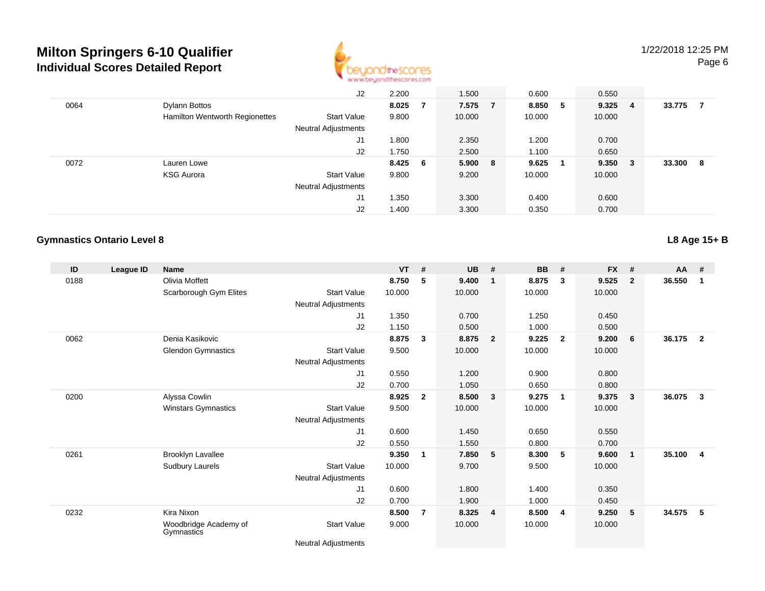| ID | League ID | Name | | VT | # | UB | # | BB | # | FX | # | AA | # |
|---|---|---|---|---|---|---|---|---|---|---|---|---|---|
| | | | J2 | 2.200 | | 1.500 | | 0.600 | | 0.550 | | | |
| 0064 | | Dylann Bottos | | **8.025** | **7** | **7.575** | **7** | **8.850** | **5** | **9.325** | **4** | **33.775** | **7** |
| | | Hamilton Wentworth Regionettes | Start Value | 9.800 | | 10.000 | | 10.000 | | 10.000 | | | |
| | | | Neutral Adjustments | | | | | | | | | | |
| | | | J1 | 1.800 | | 2.350 | | 1.200 | | 0.700 | | | |
| | | | J2 | 1.750 | | 2.500 | | 1.100 | | 0.650 | | | |
| 0072 | | Lauren Lowe | | **8.425** | **6** | **5.900** | **8** | **9.625** | **1** | **9.350** | **3** | **33.300** | **8** |
| | | KSG Aurora | Start Value | 9.800 | | 9.200 | | 10.000 | | 10.000 | | | |
| | | | Neutral Adjustments | | | | | | | | | | |
| | | | J1 | 1.350 | | 3.300 | | 0.400 | | 0.600 | | | |
| | | | J2 | 1.400 | | 3.300 | | 0.350 | | 0.700 | | | |

### Gymnastics Ontario Level 8

**L8 Age 15+ B**

| ID | League ID | Name | | VT | # | UB | # | BB | # | FX | # | AA | # |
|---|---|---|---|---|---|---|---|---|---|---|---|---|---|
| 0188 | | Olivia Moffett | | **8.750** | **5** | **9.400** | **1** | **8.875** | **3** | **9.525** | **2** | **36.550** | **1** |
| | | Scarborough Gym Elites | Start Value | 10.000 | | 10.000 | | 10.000 | | 10.000 | | | |
| | | | Neutral Adjustments | | | | | | | | | | |
| | | | J1 | 1.350 | | 0.700 | | 1.250 | | 0.450 | | | |
| | | | J2 | 1.150 | | 0.500 | | 1.000 | | 0.500 | | | |
| 0062 | | Denia Kasikovic | | **8.875** | **3** | **8.875** | **2** | **9.225** | **2** | **9.200** | **6** | **36.175** | **2** |
| | | Glendon Gymnastics | Start Value | 9.500 | | 10.000 | | 10.000 | | 10.000 | | | |
| | | | Neutral Adjustments | | | | | | | | | | |
| | | | J1 | 0.550 | | 1.200 | | 0.900 | | 0.800 | | | |
| | | | J2 | 0.700 | | 1.050 | | 0.650 | | 0.800 | | | |
| 0200 | | Alyssa Cowlin | | **8.925** | **2** | **8.500** | **3** | **9.275** | **1** | **9.375** | **3** | **36.075** | **3** |
| | | Winstars Gymnastics | Start Value | 9.500 | | 10.000 | | 10.000 | | 10.000 | | | |
| | | | Neutral Adjustments | | | | | | | | | | |
| | | | J1 | 0.600 | | 1.450 | | 0.650 | | 0.550 | | | |
| | | | J2 | 0.550 | | 1.550 | | 0.800 | | 0.700 | | | |
| 0261 | | Brooklyn Lavallee | | **9.350** | **1** | **7.850** | **5** | **8.300** | **5** | **9.600** | **1** | **35.100** | **4** |
| | | Sudbury Laurels | Start Value | 10.000 | | 9.700 | | 9.500 | | 10.000 | | | |
| | | | Neutral Adjustments | | | | | | | | | | |
| | | | J1 | 0.600 | | 1.800 | | 1.400 | | 0.350 | | | |
| | | | J2 | 0.700 | | 1.900 | | 1.000 | | 0.450 | | | |
| 0232 | | Kira Nixon | | **8.500** | **7** | **8.325** | **4** | **8.500** | **4** | **9.250** | **5** | **34.575** | **5** |
| | | Woodbridge Academy of Gymnastics | Start Value | 9.000 | | 10.000 | | 10.000 | | 10.000 | | | |
| | | | Neutral Adjustments | | | | | | | | | | |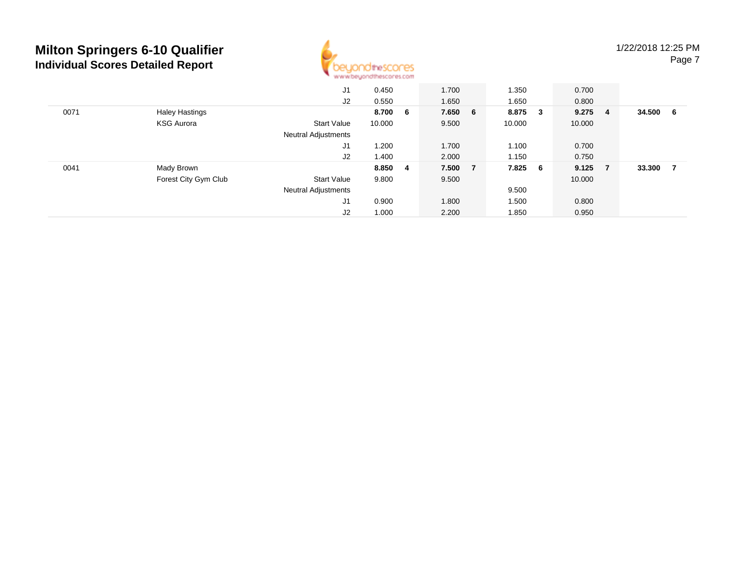# Milton Springers 6-10 Qualifier

## Individual Scores Detailed Report

1/22/2018 12:25 PM

| | | | | | | | | | | | | |
|---|---|---|---|---|---|---|---|---|---|---|---|---|
| | | J1 | 0.450 | | 1.700 | | 1.350 | | 0.700 | | | |
| | | J2 | 0.550 | | 1.650 | | 1.650 | | 0.800 | | | |
| 0071 | Haley Hastings | | **8.700** | **6** | **7.650** | **6** | **8.875** | **3** | **9.275** | **4** | **34.500** | **6** |
| | KSG Aurora | Start Value | 10.000 | | 9.500 | | 10.000 | | 10.000 | | | |
| | | Neutral Adjustments | | | | | | | | | | |
| | | J1 | 1.200 | | 1.700 | | 1.100 | | 0.700 | | | |
| | | J2 | 1.400 | | 2.000 | | 1.150 | | 0.750 | | | |
| 0041 | Mady Brown | | **8.850** | **4** | **7.500** | **7** | **7.825** | **6** | **9.125** | **7** | **33.300** | **7** |
| | Forest City Gym Club | Start Value | 9.800 | | 9.500 | | | | 10.000 | | | |
| | | Neutral Adjustments | | | | | 9.500 | | | | | |
| | | J1 | 0.900 | | 1.800 | | 1.500 | | 0.800 | | | |
| | | J2 | 1.000 | | 2.200 | | 1.850 | | 0.950 | | | |